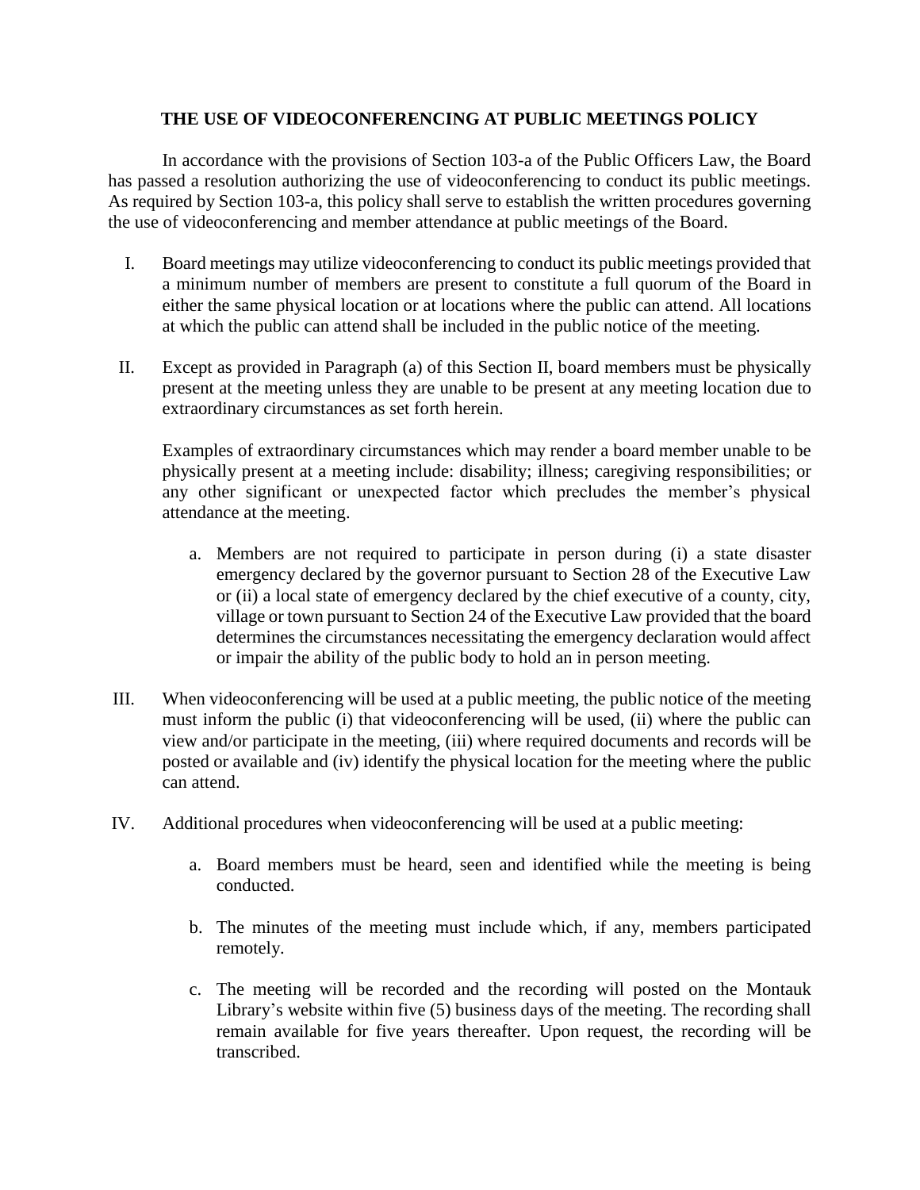# THE USE OF VIDEOCONFERENCING AT PUBLIC MEETINGS POLICY

In accordance with the provisions of Section 103-a of the Public Officers Law, the Board has passed a resolution authorizing the use of videoconferencing to conduct its public meetings. As required by Section 103-a, this policy shall serve to establish the written procedures governing the use of videoconferencing and member attendance at public meetings of the Board.

I. Board meetings may utilize videoconferencing to conduct its public meetings provided that a minimum number of members are present to constitute a full quorum of the Board in either the same physical location or at locations where the public can attend. All locations at which the public can attend shall be included in the public notice of the meeting.

II. Except as provided in Paragraph (a) of this Section II, board members must be physically present at the meeting unless they are unable to be present at any meeting location due to extraordinary circumstances as set forth herein.

   Examples of extraordinary circumstances which may render a board member unable to be physically present at a meeting include: disability; illness; caregiving responsibilities; or any other significant or unexpected factor which precludes the member's physical attendance at the meeting.

   a. Members are not required to participate in person during (i) a state disaster emergency declared by the governor pursuant to Section 28 of the Executive Law or (ii) a local state of emergency declared by the chief executive of a county, city, village or town pursuant to Section 24 of the Executive Law provided that the board determines the circumstances necessitating the emergency declaration would affect or impair the ability of the public body to hold an in person meeting.

III. When videoconferencing will be used at a public meeting, the public notice of the meeting must inform the public (i) that videoconferencing will be used, (ii) where the public can view and/or participate in the meeting, (iii) where required documents and records will be posted or available and (iv) identify the physical location for the meeting where the public can attend.

IV. Additional procedures when videoconferencing will be used at a public meeting:

   a. Board members must be heard, seen and identified while the meeting is being conducted.

   b. The minutes of the meeting must include which, if any, members participated remotely.

   c. The meeting will be recorded and the recording will posted on the Montauk Library's website within five (5) business days of the meeting. The recording shall remain available for five years thereafter. Upon request, the recording will be transcribed.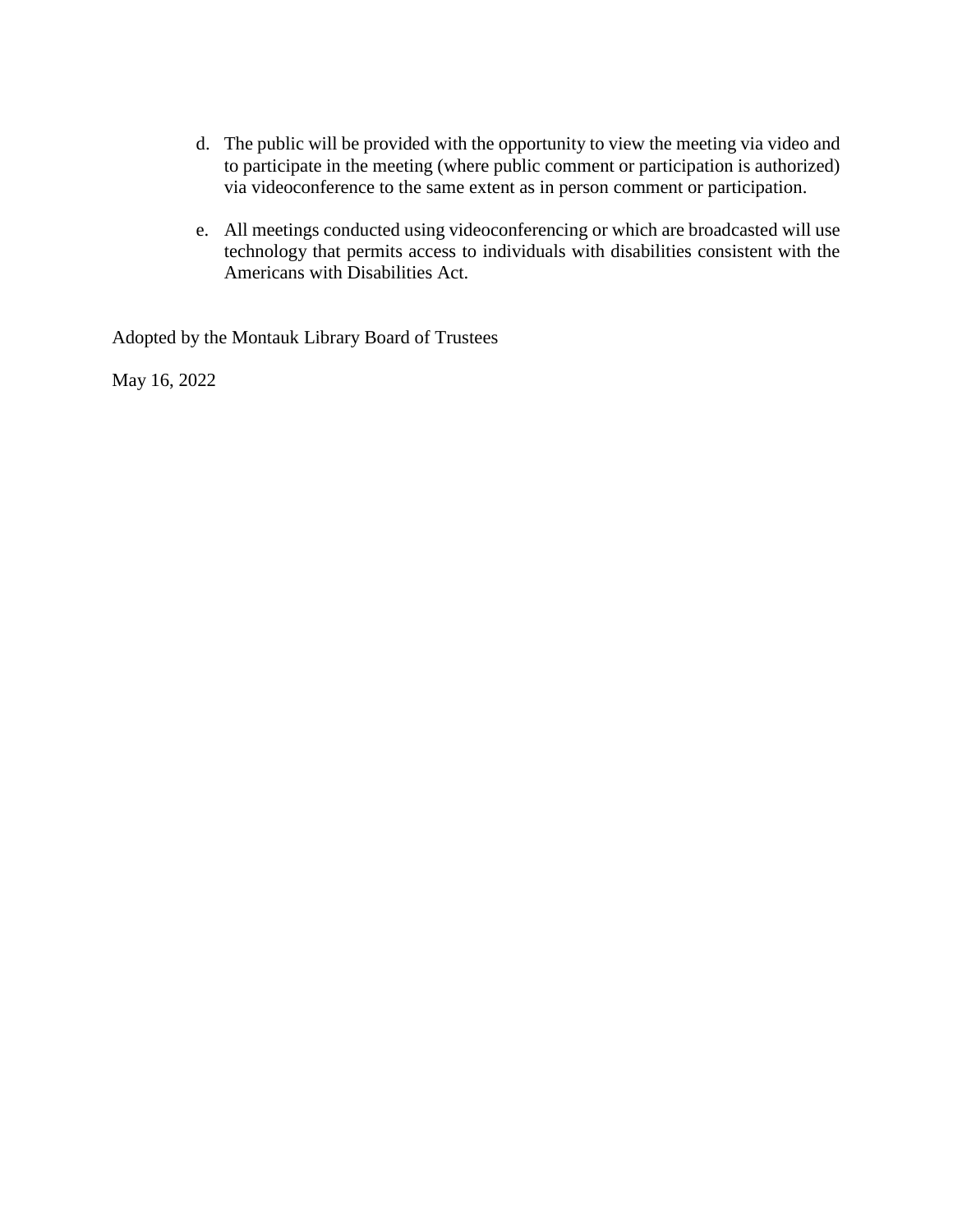d. The public will be provided with the opportunity to view the meeting via video and to participate in the meeting (where public comment or participation is authorized) via videoconference to the same extent as in person comment or participation.

e. All meetings conducted using videoconferencing or which are broadcasted will use technology that permits access to individuals with disabilities consistent with the Americans with Disabilities Act.

Adopted by the Montauk Library Board of Trustees

May 16, 2022